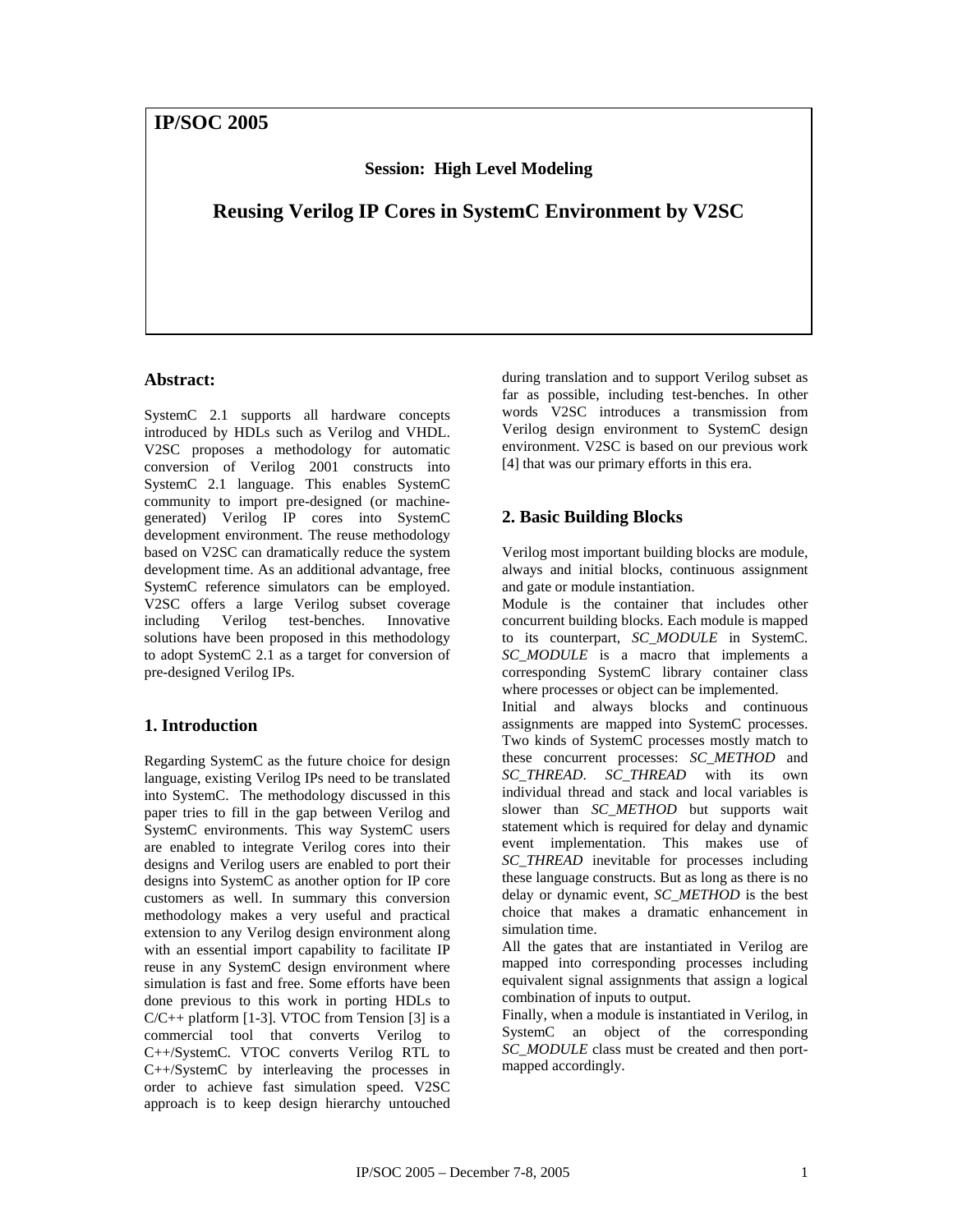# IP/SOC 2005

**Session: High Level Modeling**

## Reusing Verilog IP Cores in SystemC Environment by V2SC

### Abstract:

SystemC 2.1 supports all hardware concepts introduced by HDLs such as Verilog and VHDL. V2SC proposes a methodology for automatic conversion of Verilog 2001 constructs into SystemC 2.1 language. This enables SystemC community to import pre-designed (or machine-generated) Verilog IP cores into SystemC development environment. The reuse methodology based on V2SC can dramatically reduce the system development time. As an additional advantage, free SystemC reference simulators can be employed. V2SC offers a large Verilog subset coverage including Verilog test-benches. Innovative solutions have been proposed in this methodology to adopt SystemC 2.1 as a target for conversion of pre-designed Verilog IPs.

### 1. Introduction

Regarding SystemC as the future choice for design language, existing Verilog IPs need to be translated into SystemC. The methodology discussed in this paper tries to fill in the gap between Verilog and SystemC environments. This way SystemC users are enabled to integrate Verilog cores into their designs and Verilog users are enabled to port their designs into SystemC as another option for IP core customers as well. In summary this conversion methodology makes a very useful and practical extension to any Verilog design environment along with an essential import capability to facilitate IP reuse in any SystemC design environment where simulation is fast and free. Some efforts have been done previous to this work in porting HDLs to C/C++ platform [1-3]. VTOC from Tension [3] is a commercial tool that converts Verilog to C++/SystemC. VTOC converts Verilog RTL to C++/SystemC by interleaving the processes in order to achieve fast simulation speed. V2SC approach is to keep design hierarchy untouched during translation and to support Verilog subset as far as possible, including test-benches. In other words V2SC introduces a transmission from Verilog design environment to SystemC design environment. V2SC is based on our previous work [4] that was our primary efforts in this era.

### 2. Basic Building Blocks

Verilog most important building blocks are module, always and initial blocks, continuous assignment and gate or module instantiation.

Module is the container that includes other concurrent building blocks. Each module is mapped to its counterpart, *SC_MODULE* in SystemC. *SC_MODULE* is a macro that implements a corresponding SystemC library container class where processes or object can be implemented.

Initial and always blocks and continuous assignments are mapped into SystemC processes. Two kinds of SystemC processes mostly match to these concurrent processes: *SC_METHOD* and *SC_THREAD*. *SC_THREAD* with its own individual thread and stack and local variables is slower than *SC_METHOD* but supports wait statement which is required for delay and dynamic event implementation. This makes use of *SC_THREAD* inevitable for processes including these language constructs. But as long as there is no delay or dynamic event, *SC_METHOD* is the best choice that makes a dramatic enhancement in simulation time.

All the gates that are instantiated in Verilog are mapped into corresponding processes including equivalent signal assignments that assign a logical combination of inputs to output.

Finally, when a module is instantiated in Verilog, in SystemC an object of the corresponding *SC_MODULE* class must be created and then port-mapped accordingly.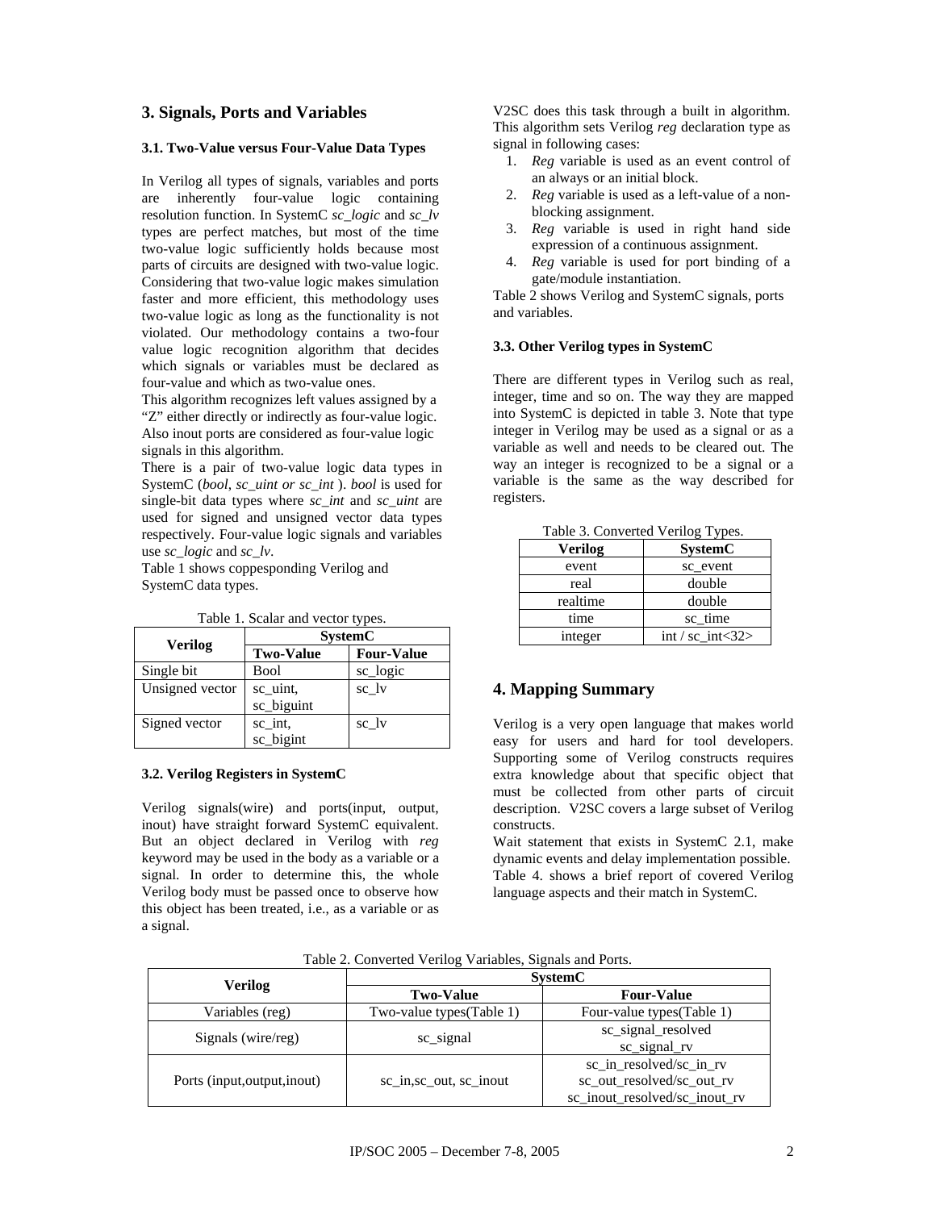## 3. Signals, Ports and Variables

### 3.1. Two-Value versus Four-Value Data Types

In Verilog all types of signals, variables and ports are inherently four-value logic containing resolution function. In SystemC *sc_logic* and *sc_lv* types are perfect matches, but most of the time two-value logic sufficiently holds because most parts of circuits are designed with two-value logic. Considering that two-value logic makes simulation faster and more efficient, this methodology uses two-value logic as long as the functionality is not violated. Our methodology contains a two-four value logic recognition algorithm that decides which signals or variables must be declared as four-value and which as two-value ones.

This algorithm recognizes left values assigned by a "Z" either directly or indirectly as four-value logic. Also inout ports are considered as four-value logic signals in this algorithm.

There is a pair of two-value logic data types in SystemC (*bool*, *sc_uint or sc_int* ). *bool* is used for single-bit data types where *sc_int* and *sc_uint* are used for signed and unsigned vector data types respectively. Four-value logic signals and variables use *sc_logic* and *sc_lv*.

Table 1 shows coppesponding Verilog and SystemC data types.

Table 1. Scalar and vector types.

| Verilog | SystemC | |
|---|---|---|
| | **Two-Value** | **Four-Value** |
| Single bit | Bool | sc_logic |
| Unsigned vector | sc_uint, sc_biguint | sc_lv |
| Signed vector | sc_int, sc_bigint | sc_lv |

### 3.2. Verilog Registers in SystemC

Verilog signals(wire) and ports(input, output, inout) have straight forward SystemC equivalent. But an object declared in Verilog with *reg* keyword may be used in the body as a variable or a signal. In order to determine this, the whole Verilog body must be passed once to observe how this object has been treated, i.e., as a variable or as a signal.

V2SC does this task through a built in algorithm. This algorithm sets Verilog *reg* declaration type as signal in following cases:

1. *Reg* variable is used as an event control of an always or an initial block.
2. *Reg* variable is used as a left-value of a non-blocking assignment.
3. *Reg* variable is used in right hand side expression of a continuous assignment.
4. *Reg* variable is used for port binding of a gate/module instantiation.

Table 2 shows Verilog and SystemC signals, ports and variables.

### 3.3. Other Verilog types in SystemC

There are different types in Verilog such as real, integer, time and so on. The way they are mapped into SystemC is depicted in table 3. Note that type integer in Verilog may be used as a signal or as a variable as well and needs to be cleared out. The way an integer is recognized to be a signal or a variable is the same as the way described for registers.

Table 3. Converted Verilog Types.

| Verilog | SystemC |
|---|---|
| event | sc_event |
| real | double |
| realtime | double |
| time | sc_time |
| integer | int / sc_int<32> |

## 4. Mapping Summary

Verilog is a very open language that makes world easy for users and hard for tool developers. Supporting some of Verilog constructs requires extra knowledge about that specific object that must be collected from other parts of circuit description. V2SC covers a large subset of Verilog constructs.

Wait statement that exists in SystemC 2.1, make dynamic events and delay implementation possible. Table 4. shows a brief report of covered Verilog language aspects and their match in SystemC.

Table 2. Converted Verilog Variables, Signals and Ports.

| Verilog | SystemC | |
|---|---|---|
| | **Two-Value** | **Four-Value** |
| Variables (reg) | Two-value types(Table 1) | Four-value types(Table 1) |
| Signals (wire/reg) | sc_signal | sc_signal_resolved sc_signal_rv |
| Ports (input,output,inout) | sc_in,sc_out, sc_inout | sc_in_resolved/sc_in_rv sc_out_resolved/sc_out_rv sc_inout_resolved/sc_inout_rv |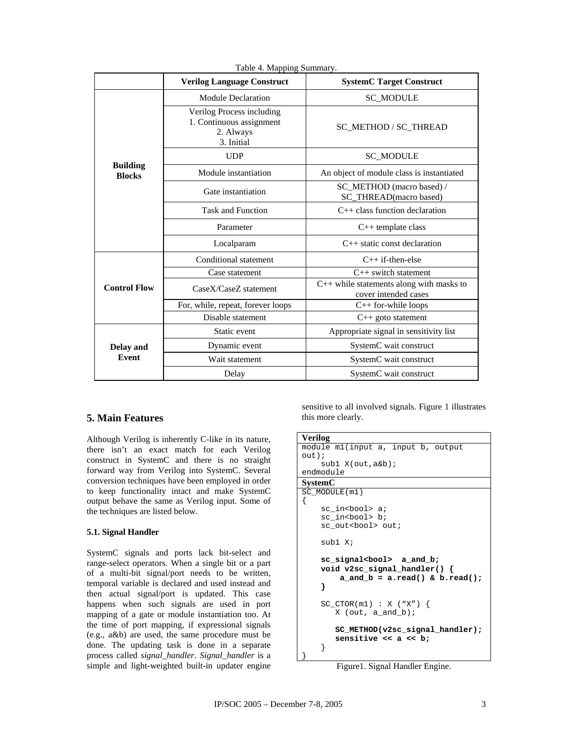Table 4. Mapping Summary.

| | Verilog Language Construct | SystemC Target Construct |
|---|---|---|
| **Building Blocks** | Module Declaration | SC_MODULE |
| | Verilog Process including 1. Continuous assignment 2. Always 3. Initial | SC_METHOD / SC_THREAD |
| | UDP | SC_MODULE |
| | Module instantiation | An object of module class is instantiated |
| | Gate instantiation | SC_METHOD (macro based) / SC_THREAD(macro based) |
| | Task and Function | C++ class function declaration |
| | Parameter | C++ template class |
| | Localparam | C++ static const declaration |
| **Control Flow** | Conditional statement | C++ if-then-else |
| | Case statement | C++ switch statement |
| | CaseX/CaseZ statement | C++ while statements along with masks to cover intended cases |
| | For, while, repeat, forever loops | C++ for-while loops |
| | Disable statement | C++ goto statement |
| **Delay and Event** | Static event | Appropriate signal in sensitivity list |
| | Dynamic event | SystemC wait construct |
| | Wait statement | SystemC wait construct |
| | Delay | SystemC wait construct |

## 5. Main Features

Although Verilog is inherently C-like in its nature, there isn't an exact match for each Verilog construct in SystemC and there is no straight forward way from Verilog into SystemC. Several conversion techniques have been employed in order to keep functionality intact and make SystemC output behave the same as Verilog input. Some of the techniques are listed below.

### 5.1. Signal Handler

SystemC signals and ports lack bit-select and range-select operators. When a single bit or a part of a multi-bit signal/port needs to be written, temporal variable is declared and used instead and then actual signal/port is updated. This case happens when such signals are used in port mapping of a gate or module instantiation too. At the time of port mapping, if expressional signals (e.g., a&b) are used, the same procedure must be done. The updating task is done in a separate process called *signal_handler*. *Signal_handler* is a simple and light-weighted built-in updater engine sensitive to all involved signals. Figure 1 illustrates this more clearly.

**Verilog**

```
module m1(input a, input b, output
out);
    sub1 X(out,a&b);
endmodule
```

**SystemC**

```
SC_MODULE(m1)
{
    sc_in<bool> a;
    sc_in<bool> b;
    sc_out<bool> out;

    sub1 X;

    sc_signal<bool>  a_and_b;
    void v2sc_signal_handler() {
        a_and_b = a.read() & b.read();
    }

    SC_CTOR(m1) : X ("X") {
       X (out, a_and_b);

       SC_METHOD(v2sc_signal_handler);
       sensitive << a << b;
    }
}
```

Figure1. Signal Handler Engine.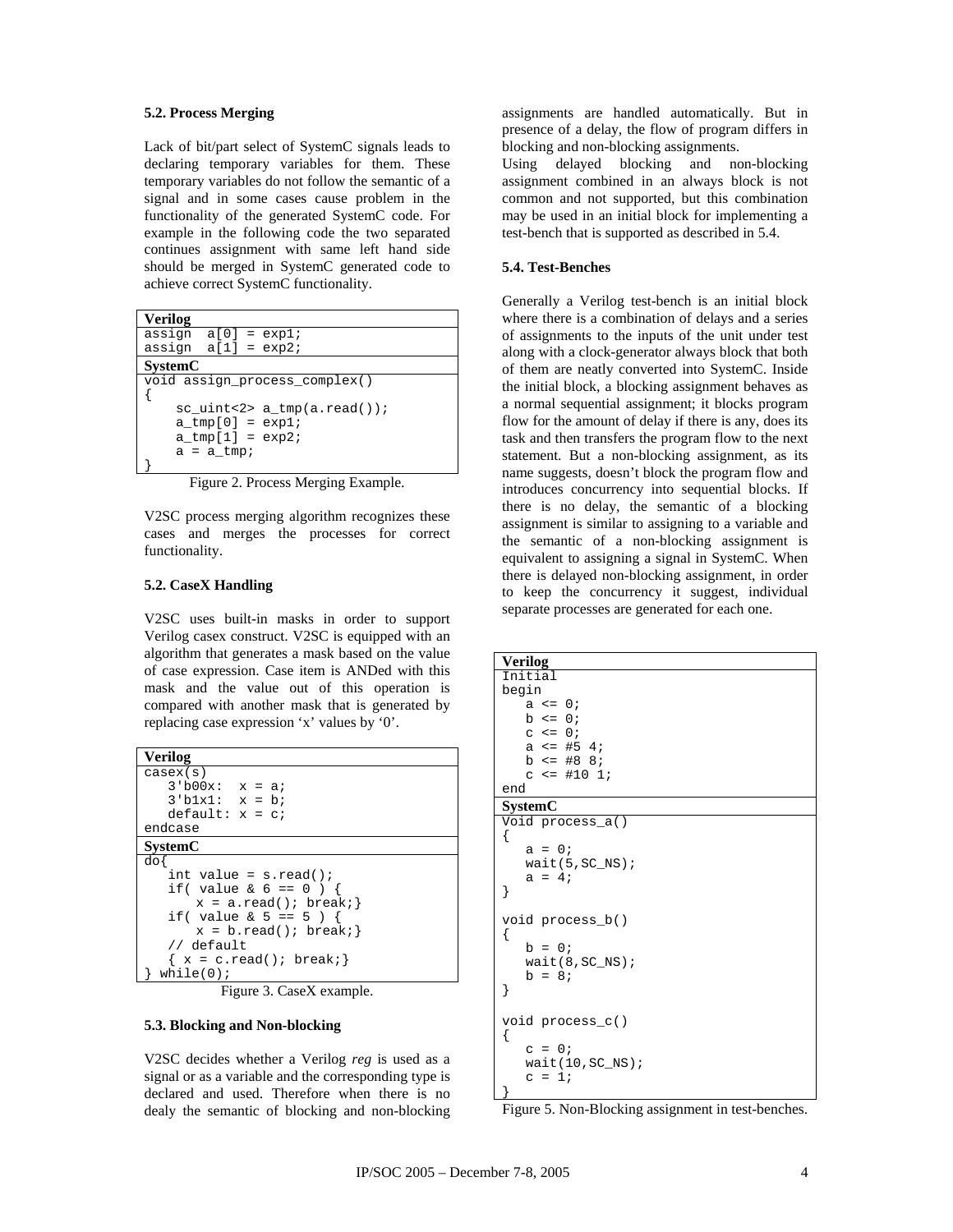### 5.2. Process Merging

Lack of bit/part select of SystemC signals leads to declaring temporary variables for them. These temporary variables do not follow the semantic of a signal and in some cases cause problem in the functionality of the generated SystemC code. For example in the following code the two separated continues assignment with same left hand side should be merged in SystemC generated code to achieve correct SystemC functionality.

**Verilog**

```
assign  a[0] = exp1;
assign  a[1] = exp2;
```

**SystemC**

```
void assign_process_complex()
{
    sc_uint<2> a_tmp(a.read());
    a_tmp[0] = exp1;
    a_tmp[1] = exp2;
    a = a_tmp;
}
```

Figure 2. Process Merging Example.

V2SC process merging algorithm recognizes these cases and merges the processes for correct functionality.

### 5.2. CaseX Handling

V2SC uses built-in masks in order to support Verilog casex construct. V2SC is equipped with an algorithm that generates a mask based on the value of case expression. Case item is ANDed with this mask and the value out of this operation is compared with another mask that is generated by replacing case expression 'x' values by '0'.

**Verilog**

```
casex(s)
   3'b00x:  x = a;
   3'b1x1:  x = b;
   default: x = c;
endcase
```

**SystemC**

```
do{
   int value = s.read();
   if( value & 6 == 0 ) {
       x = a.read(); break;}
   if( value & 5 == 5 ) {
       x = b.read(); break;}
   // default
   { x = c.read(); break;}
} while(0);
```

Figure 3. CaseX example.

### 5.3. Blocking and Non-blocking

V2SC decides whether a Verilog *reg* is used as a signal or as a variable and the corresponding type is declared and used. Therefore when there is no dealy the semantic of blocking and non-blocking assignments are handled automatically. But in presence of a delay, the flow of program differs in blocking and non-blocking assignments.

Using delayed blocking and non-blocking assignment combined in an always block is not common and not supported, but this combination may be used in an initial block for implementing a test-bench that is supported as described in 5.4.

### 5.4. Test-Benches

Generally a Verilog test-bench is an initial block where there is a combination of delays and a series of assignments to the inputs of the unit under test along with a clock-generator always block that both of them are neatly converted into SystemC. Inside the initial block, a blocking assignment behaves as a normal sequential assignment; it blocks program flow for the amount of delay if there is any, does its task and then transfers the program flow to the next statement. But a non-blocking assignment, as its name suggests, doesn't block the program flow and introduces concurrency into sequential blocks. If there is no delay, the semantic of a blocking assignment is similar to assigning to a variable and the semantic of a non-blocking assignment is equivalent to assigning a signal in SystemC. When there is delayed non-blocking assignment, in order to keep the concurrency it suggest, individual separate processes are generated for each one.

**Verilog**

```
Initial
begin
   a <= 0;
   b <= 0;
   c <= 0;
   a <= #5 4;
   b <= #8 8;
   c <= #10 1;
end
```

**SystemC**

```
Void process_a()
{
   a = 0;
   wait(5,SC_NS);
   a = 4;
}

void process_b()
{
   b = 0;
   wait(8,SC_NS);
   b = 8;
}

void process_c()
{
   c = 0;
   wait(10,SC_NS);
   c = 1;
}
```

Figure 5. Non-Blocking assignment in test-benches.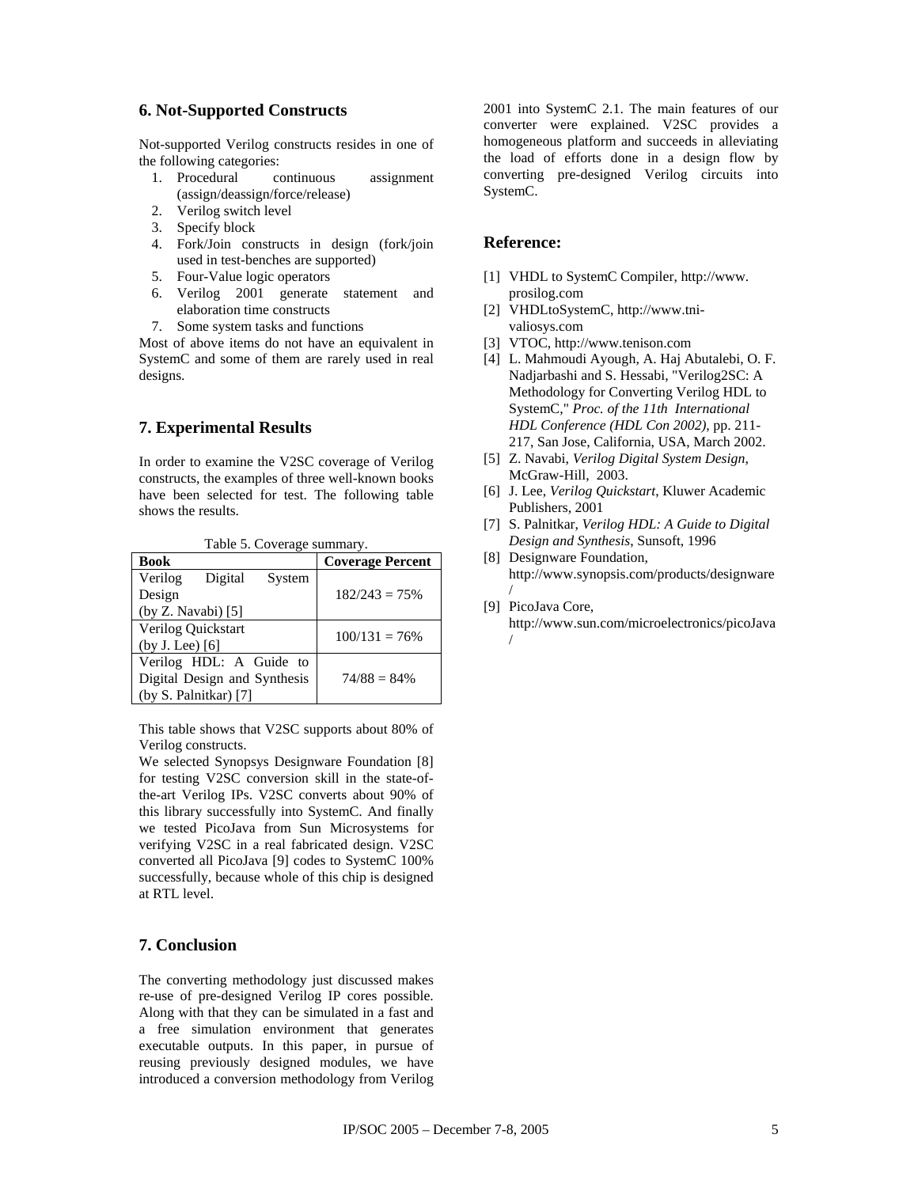## 6. Not-Supported Constructs

Not-supported Verilog constructs resides in one of the following categories:

1. Procedural continuous assignment (assign/deassign/force/release)
2. Verilog switch level
3. Specify block
4. Fork/Join constructs in design (fork/join used in test-benches are supported)
5. Four-Value logic operators
6. Verilog 2001 generate statement and elaboration time constructs
7. Some system tasks and functions

Most of above items do not have an equivalent in SystemC and some of them are rarely used in real designs.

## 7. Experimental Results

In order to examine the V2SC coverage of Verilog constructs, the examples of three well-known books have been selected for test. The following table shows the results.

Table 5. Coverage summary.

| Book | Coverage Percent |
|---|---|
| Verilog Digital System Design (by Z. Navabi) [5] | 182/243 = 75% |
| Verilog Quickstart (by J. Lee) [6] | 100/131 = 76% |
| Verilog HDL: A Guide to Digital Design and Synthesis (by S. Palnitkar) [7] | 74/88 = 84% |

This table shows that V2SC supports about 80% of Verilog constructs.

We selected Synopsys Designware Foundation [8] for testing V2SC conversion skill in the state-of-the-art Verilog IPs. V2SC converts about 90% of this library successfully into SystemC. And finally we tested PicoJava from Sun Microsystems for verifying V2SC in a real fabricated design. V2SC converted all PicoJava [9] codes to SystemC 100% successfully, because whole of this chip is designed at RTL level.

## 7. Conclusion

The converting methodology just discussed makes re-use of pre-designed Verilog IP cores possible. Along with that they can be simulated in a fast and a free simulation environment that generates executable outputs. In this paper, in pursue of reusing previously designed modules, we have introduced a conversion methodology from Verilog 2001 into SystemC 2.1. The main features of our converter were explained. V2SC provides a homogeneous platform and succeeds in alleviating the load of efforts done in a design flow by converting pre-designed Verilog circuits into SystemC.

## Reference:

[1] VHDL to SystemC Compiler, http://www.prosilog.com

[2] VHDLtoSystemC, http://www.tni-valiosys.com

[3] VTOC, http://www.tenison.com

[4] L. Mahmoudi Ayough, A. Haj Abutalebi, O. F. Nadjarbashi and S. Hessabi, "Verilog2SC: A Methodology for Converting Verilog HDL to SystemC," *Proc. of the 11th International HDL Conference (HDL Con 2002)*, pp. 211-217, San Jose, California, USA, March 2002.

[5] Z. Navabi, *Verilog Digital System Design*, McGraw-Hill, 2003.

[6] J. Lee, *Verilog Quickstart*, Kluwer Academic Publishers, 2001

[7] S. Palnitkar, *Verilog HDL: A Guide to Digital Design and Synthesis*, Sunsoft, 1996

[8] Designware Foundation, http://www.synopsis.com/products/designware/

[9] PicoJava Core, http://www.sun.com/microelectronics/picoJava/